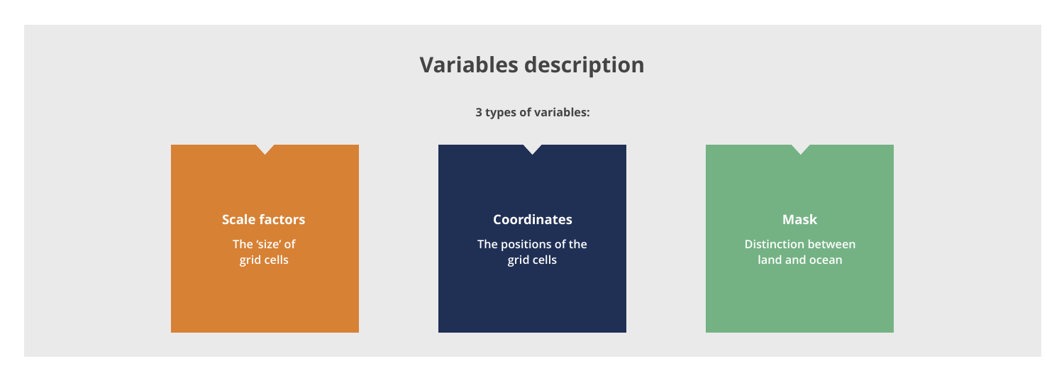# Variables description

**3 types of variables:**

### Scale factors

The ‘size’ of grid cells

### Coordinates

The positions of the grid cells

### Mask

Distinction between land and ocean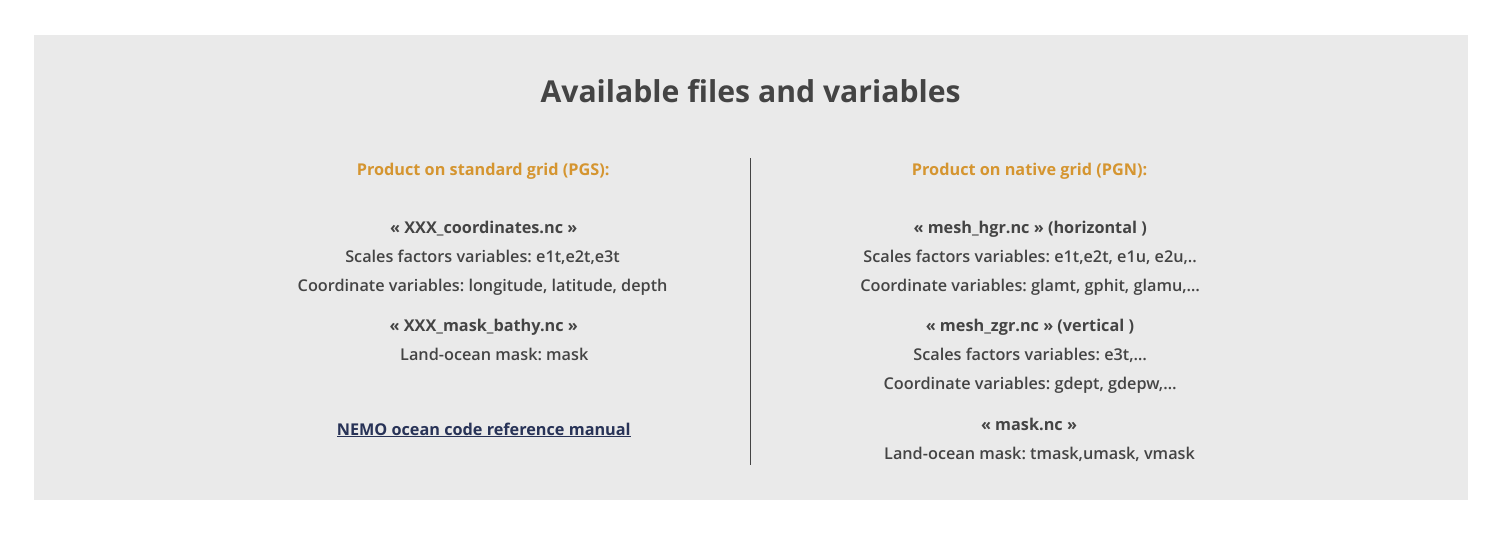# Available files and variables

## Product on standard grid (PGS):

**« XXX_coordinates.nc »**

Scales factors variables: e1t,e2t,e3t

Coordinate variables: longitude, latitude, depth

**« XXX_mask_bathy.nc »**

Land-ocean mask: mask

[NEMO ocean code reference manual]

## Product on native grid (PGN):

**« mesh_hgr.nc » (horizontal )**

Scales factors variables: e1t,e2t, e1u, e2u,..

Coordinate variables: glamt, gphit, glamu,...

**« mesh_zgr.nc » (vertical )**

Scales factors variables: e3t,...

Coordinate variables: gdept, gdepw,...

**« mask.nc »**

Land-ocean mask: tmask,umask, vmask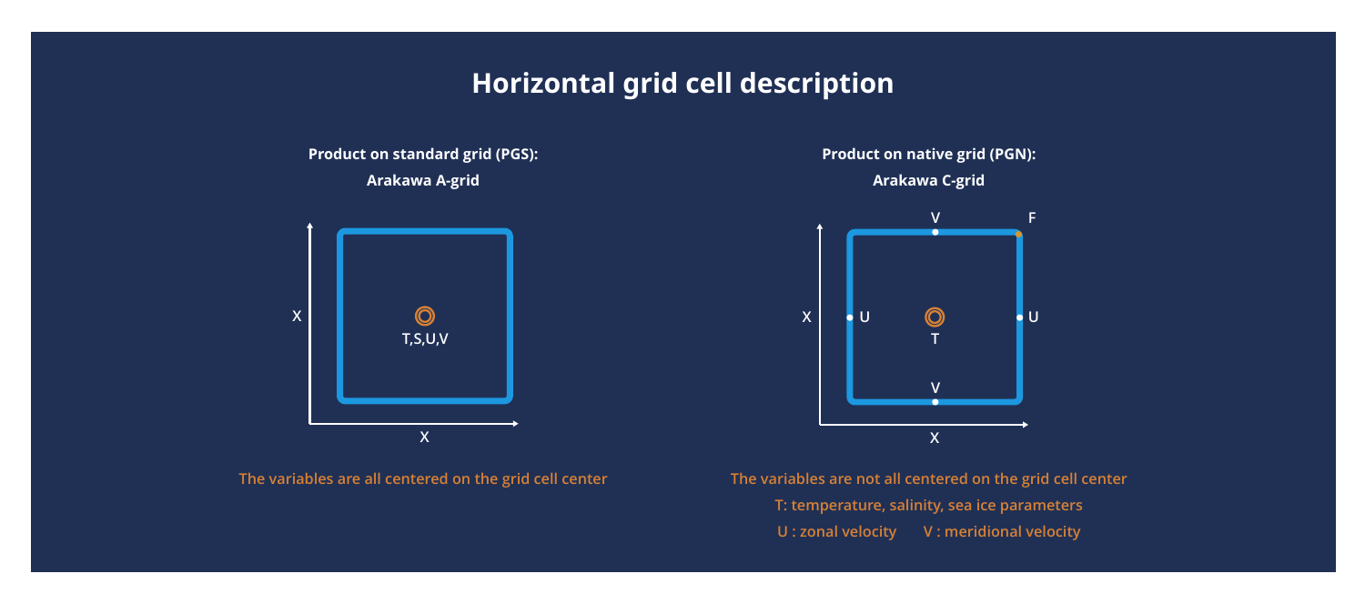# Horizontal grid cell description

**Product on standard grid (PGS):**

**Arakawa A-grid**

X

T,S,U,V

X

**The variables are all centered on the grid cell center**

**Product on native grid (PGN):**

**Arakawa C-grid**

V F

X U T U

V

X

**The variables are not all centered on the grid cell center**

**T: temperature, salinity, sea ice parameters**

**U : zonal velocity V : meridional velocity**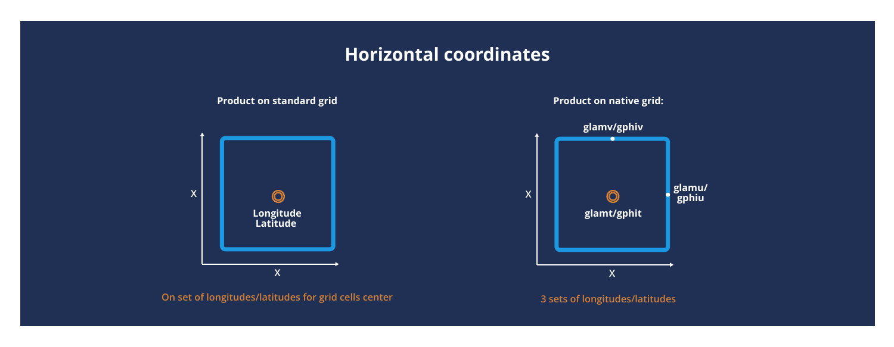# Horizontal coordinates

**Product on standard grid**

X

X

Longitude
Latitude

On set of longitudes/latitudes for grid cells center

**Product on native grid:**

glamv/gphiv

glamu/gphiu

glamt/gphit

X

X

3 sets of longitudes/latitudes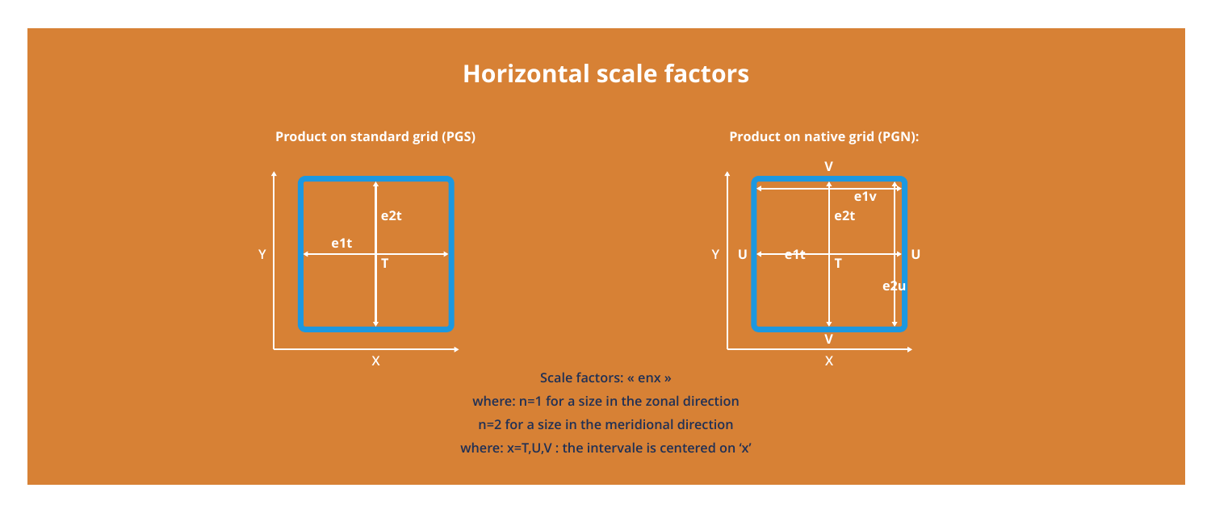# Horizontal scale factors

**Product on standard grid (PGS)**

**Product on native grid (PGN):**

**Scale factors: « enx »**

**where: n=1 for a size in the zonal direction**

**n=2 for a size in the meridional direction**

**where: x=T,U,V : the intervale is centered on 'x'**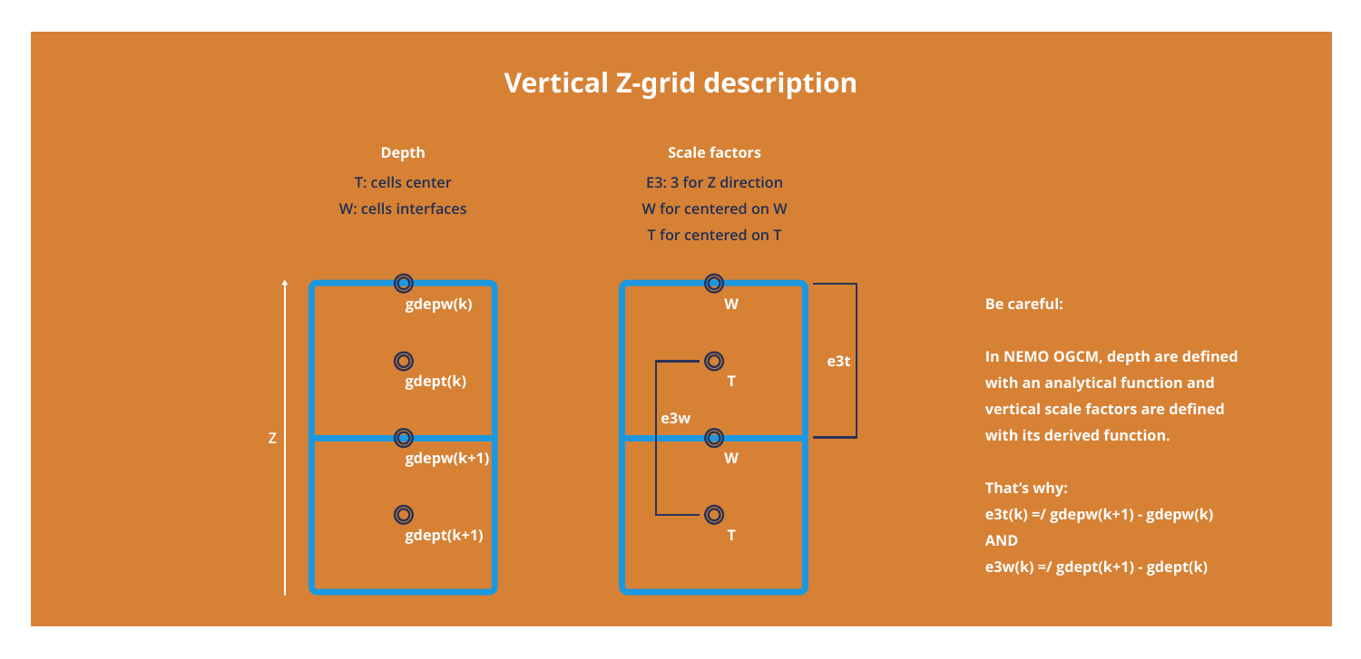# Vertical Z-grid description

**Depth**

**T: cells center**

**W: cells interfaces**

gdepw(k)

gdept(k)

gdepw(k+1)

gdept(k+1)

Z

**Scale factors**

**E3: 3 for Z direction**

**W for centered on W**

**T for centered on T**

W

T

W

T

e3t

e3w

**Be careful:**

**In NEMO OGCM, depth are defined with an analytical function and vertical scale factors are defined with its derived function.**

**That's why:**

**e3t(k) =/ gdepw(k+1) - gdepw(k)**

**AND**

**e3w(k) =/ gdept(k+1) - gdept(k)**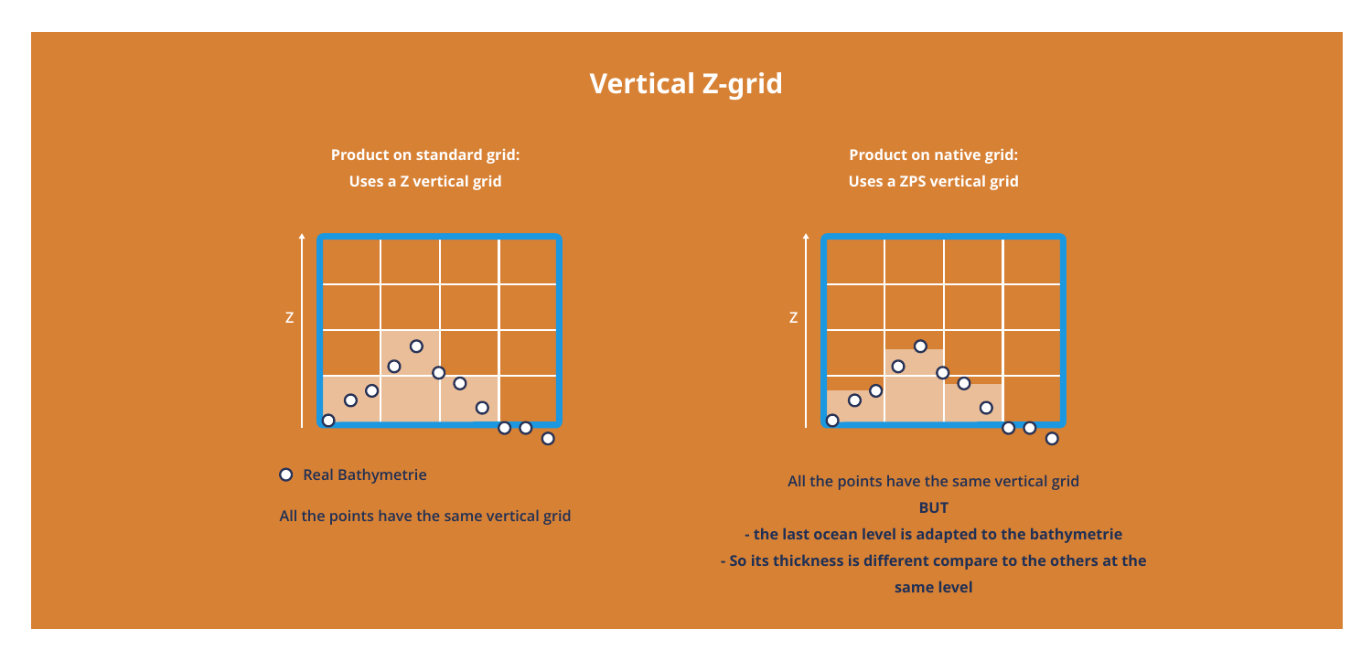# Vertical Z-grid

**Product on standard grid:**
**Uses a Z vertical grid**

Z

○ **Real Bathymetrie**

**All the points have the same vertical grid**

**Product on native grid:**
**Uses a ZPS vertical grid**

Z

**All the points have the same vertical grid**

**BUT**

**- the last ocean level is adapted to the bathymetrie**

**- So its thickness is different compare to the others at the same level**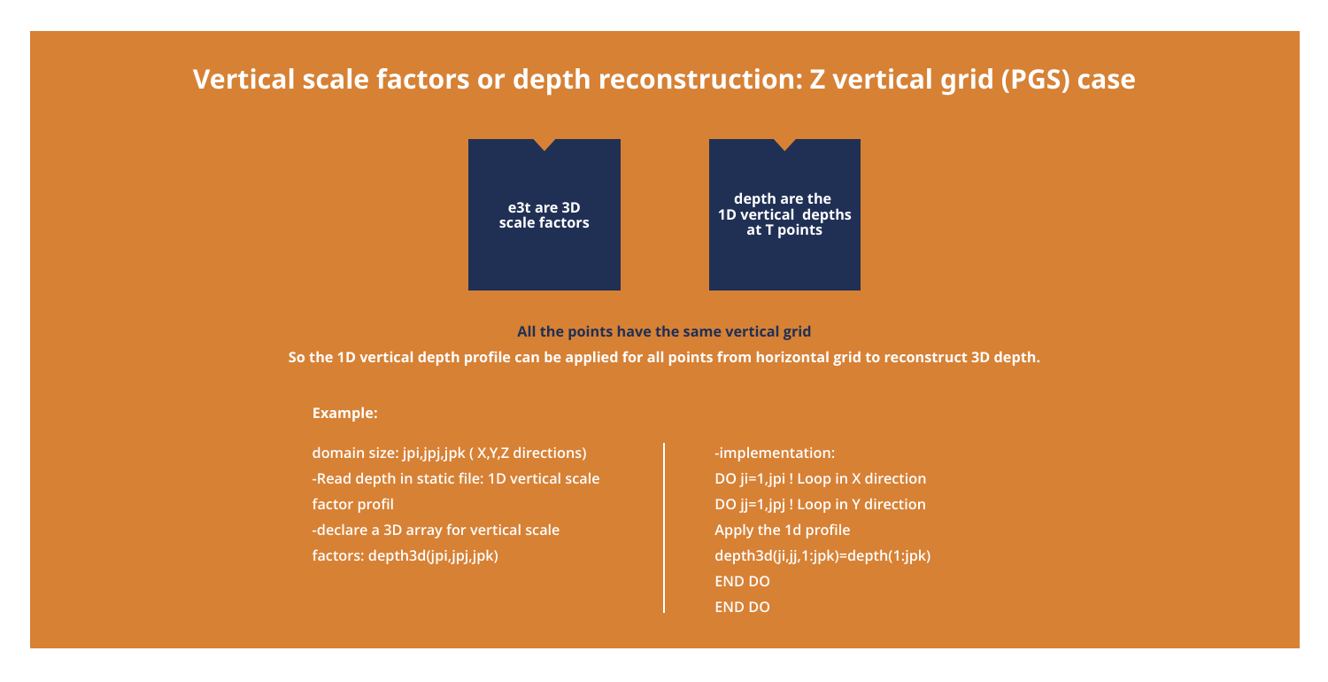# Vertical scale factors or depth reconstruction: Z vertical grid (PGS) case

**e3t are 3D scale factors**

**depth are the 1D vertical depths at T points**

**All the points have the same vertical grid**

**So the 1D vertical depth profile can be applied for all points from horizontal grid to reconstruct 3D depth.**

**Example:**

domain size: jpi,jpj,jpk ( X,Y,Z directions)

-Read depth in static file: 1D vertical scale factor profil

-declare a 3D array for vertical scale factors: depth3d(jpi,jpj,jpk)

-implementation:

```
DO ji=1,jpi ! Loop in X direction
DO jj=1,jpj ! Loop in Y direction
Apply the 1d profile
depth3d(ji,jj,1:jpk)=depth(1:jpk)
END DO
END DO
```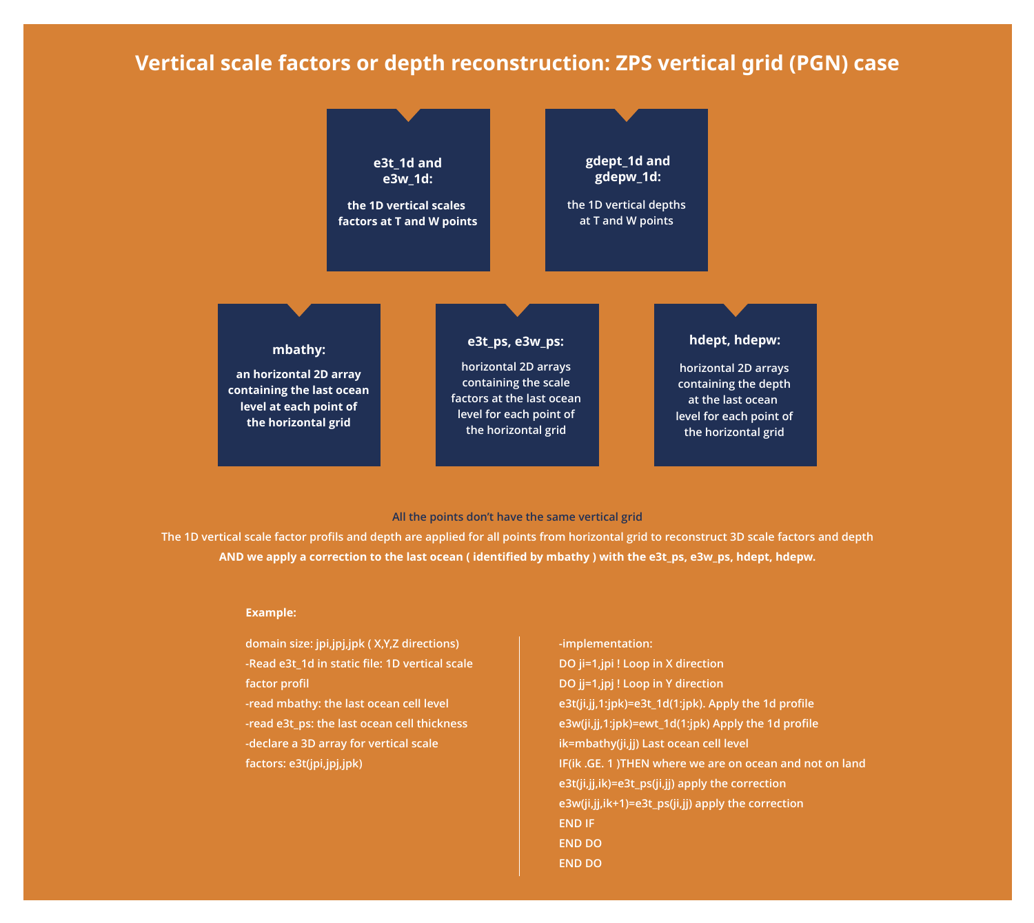# Vertical scale factors or depth reconstruction: ZPS vertical grid (PGN) case

**e3t_1d and e3w_1d:**

**the 1D vertical scales factors at T and W points**

**gdept_1d and gdepw_1d:**

the 1D vertical depths at T and W points

**mbathy:**

**an horizontal 2D array containing the last ocean level at each point of the horizontal grid**

**e3t_ps, e3w_ps:**

horizontal 2D arrays containing the scale factors at the last ocean level for each point of the horizontal grid

**hdept, hdepw:**

horizontal 2D arrays containing the depth at the last ocean level for each point of the horizontal grid

**All the points don't have the same vertical grid**

The 1D vertical scale factor profils and depth are applied for all points from horizontal grid to reconstruct 3D scale factors and depth

**AND we apply a correction to the last ocean ( identified by mbathy ) with the e3t_ps, e3w_ps, hdept, hdepw.**

**Example:**

domain size: jpi,jpj,jpk ( X,Y,Z directions)

-Read e3t_1d in static file: 1D vertical scale factor profil

-read mbathy: the last ocean cell level

-read e3t_ps: the last ocean cell thickness

-declare a 3D array for vertical scale factors: e3t(jpi,jpj,jpk)

-implementation:

```
DO ji=1,jpi ! Loop in X direction
DO jj=1,jpj ! Loop in Y direction
e3t(ji,jj,1:jpk)=e3t_1d(1:jpk). Apply the 1d profile
e3w(ji,jj,1:jpk)=ewt_1d(1:jpk) Apply the 1d profile
ik=mbathy(ji,jj) Last ocean cell level
IF(ik .GE. 1 )THEN where we are on ocean and not on land
e3t(ji,jj,ik)=e3t_ps(ji,jj) apply the correction
e3w(ji,jj,ik+1)=e3t_ps(ji,jj) apply the correction
END IF
END DO
END DO
```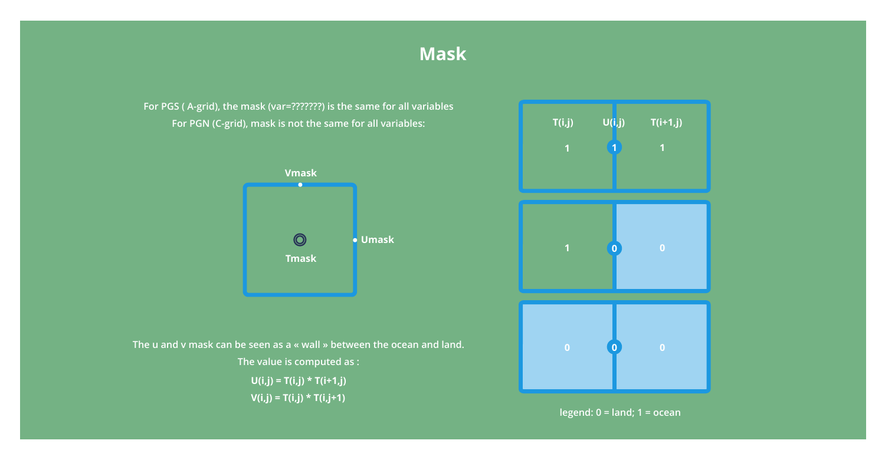# Mask

For PGS ( A-grid), the mask (var=???????) is the same for all variables

For PGN (C-grid), mask is not the same for all variables:

Vmask

Umask

Tmask

T(i,j) U(i,j) T(i+1,j)

1 1 1

1 0 0

0 0 0

The u and v mask can be seen as a « wall » between the ocean and land.

The value is computed as :

$$U(i,j) = T(i,j) * T(i+1,j)$$

$$V(i,j) = T(i,j) * T(i,j+1)$$

legend: 0 = land; 1 = ocean